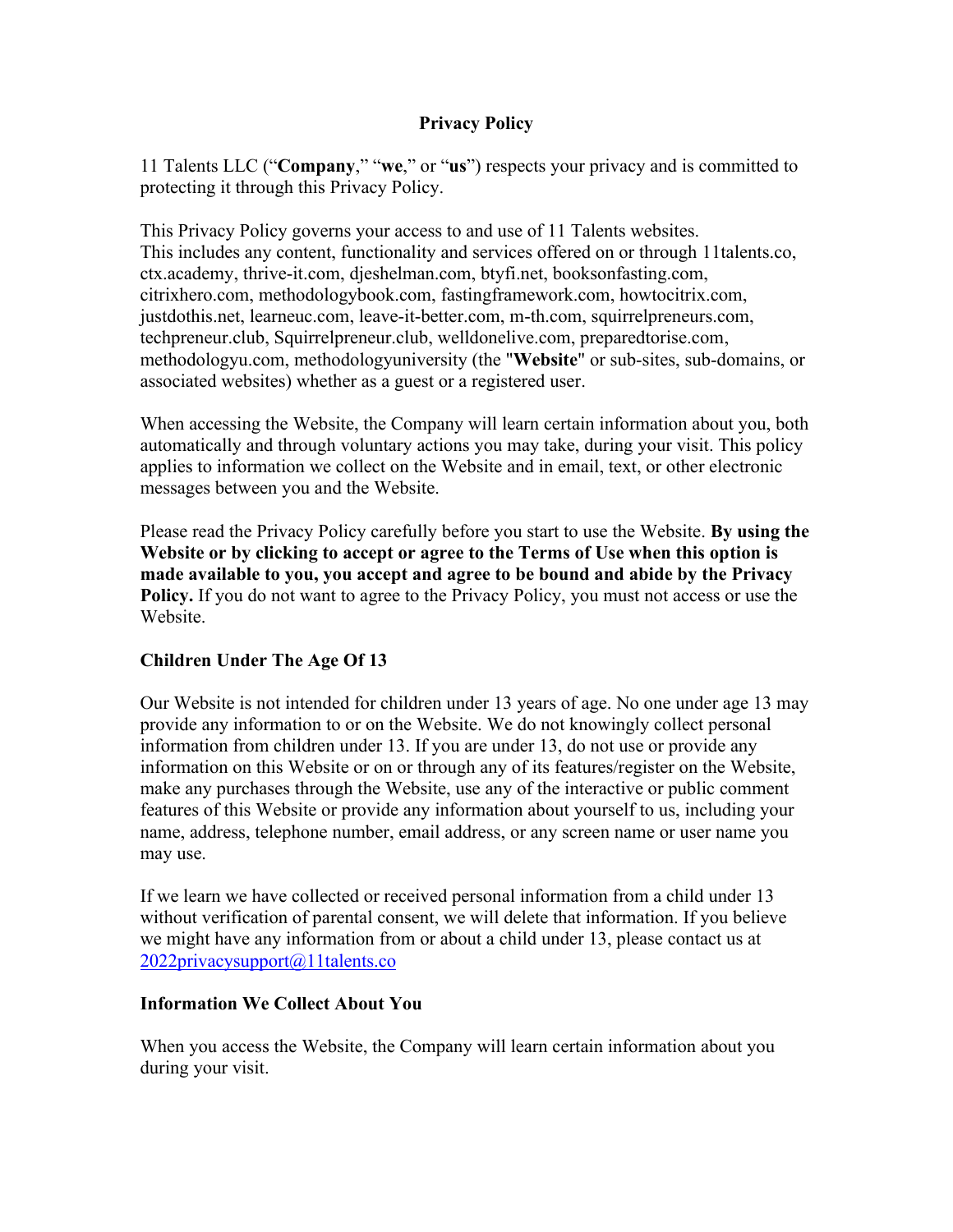# Privacy Policy

11 Talents LLC ("**Company**," "**we**," or "**us**") respects your privacy and is committed to protecting it through this Privacy Policy.

This Privacy Policy governs your access to and use of 11 Talents websites. This includes any content, functionality and services offered on or through 11talents.co, ctx.academy, thrive-it.com, djeshelman.com, btyfi.net, booksonfasting.com, citrixhero.com, methodologybook.com, fastingframework.com, howtocitrix.com, justdothis.net, learneuc.com, leave-it-better.com, m-th.com, squirrelpreneurs.com, techpreneur.club, Squirrelpreneur.club, welldonelive.com, preparedtorise.com, methodologyu.com, methodologyuniversity (the "**Website**" or sub-sites, sub-domains, or associated websites) whether as a guest or a registered user.

When accessing the Website, the Company will learn certain information about you, both automatically and through voluntary actions you may take, during your visit. This policy applies to information we collect on the Website and in email, text, or other electronic messages between you and the Website.

Please read the Privacy Policy carefully before you start to use the Website. **By using the Website or by clicking to accept or agree to the Terms of Use when this option is made available to you, you accept and agree to be bound and abide by the Privacy Policy.** If you do not want to agree to the Privacy Policy, you must not access or use the Website.

## Children Under The Age Of 13

Our Website is not intended for children under 13 years of age. No one under age 13 may provide any information to or on the Website. We do not knowingly collect personal information from children under 13. If you are under 13, do not use or provide any information on this Website or on or through any of its features/register on the Website, make any purchases through the Website, use any of the interactive or public comment features of this Website or provide any information about yourself to us, including your name, address, telephone number, email address, or any screen name or user name you may use.

If we learn we have collected or received personal information from a child under 13 without verification of parental consent, we will delete that information. If you believe we might have any information from or about a child under 13, please contact us at 2022privacysupport@11talents.co

## Information We Collect About You

When you access the Website, the Company will learn certain information about you during your visit.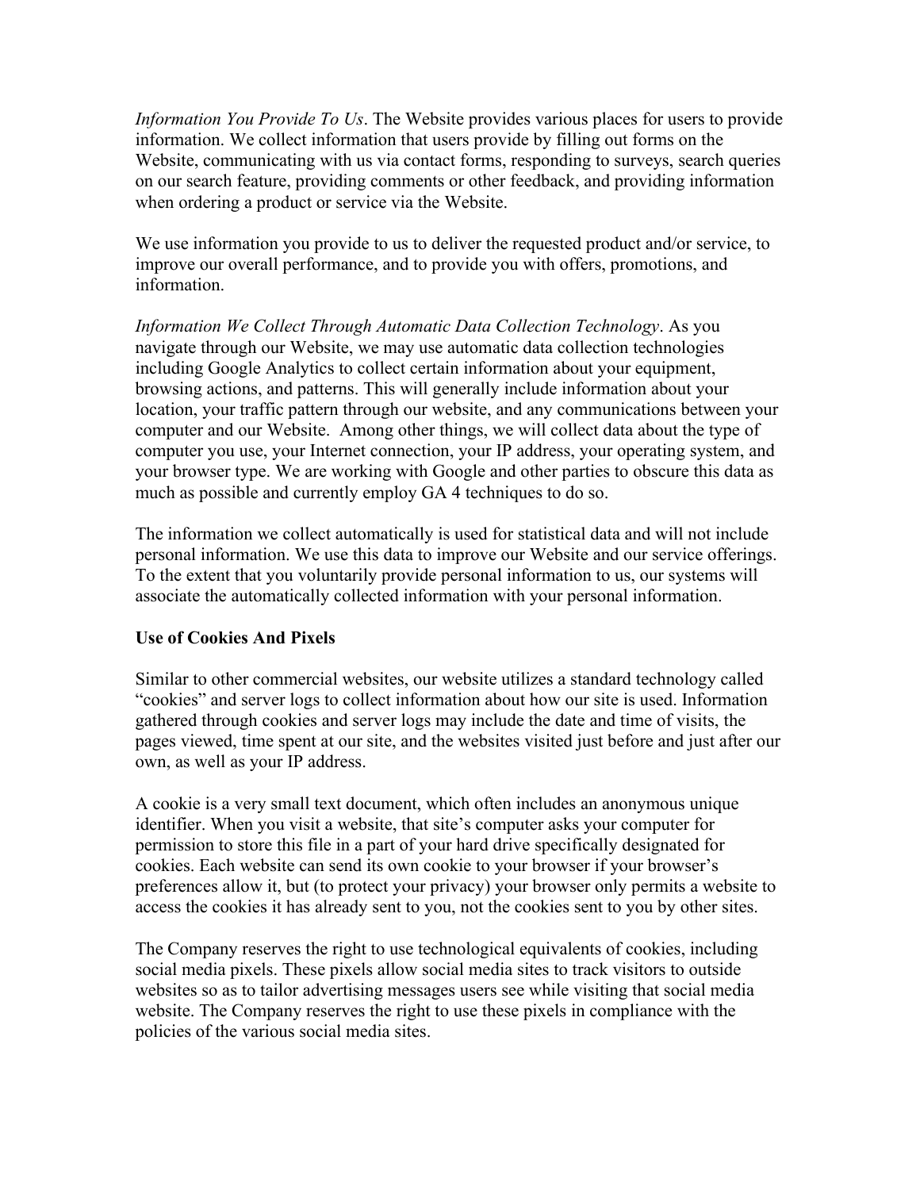*Information You Provide To Us*. The Website provides various places for users to provide information. We collect information that users provide by filling out forms on the Website, communicating with us via contact forms, responding to surveys, search queries on our search feature, providing comments or other feedback, and providing information when ordering a product or service via the Website.

We use information you provide to us to deliver the requested product and/or service, to improve our overall performance, and to provide you with offers, promotions, and information.

*Information We Collect Through Automatic Data Collection Technology*. As you navigate through our Website, we may use automatic data collection technologies including Google Analytics to collect certain information about your equipment, browsing actions, and patterns. This will generally include information about your location, your traffic pattern through our website, and any communications between your computer and our Website. Among other things, we will collect data about the type of computer you use, your Internet connection, your IP address, your operating system, and your browser type. We are working with Google and other parties to obscure this data as much as possible and currently employ GA 4 techniques to do so.

The information we collect automatically is used for statistical data and will not include personal information. We use this data to improve our Website and our service offerings. To the extent that you voluntarily provide personal information to us, our systems will associate the automatically collected information with your personal information.

**Use of Cookies And Pixels**

Similar to other commercial websites, our website utilizes a standard technology called "cookies" and server logs to collect information about how our site is used. Information gathered through cookies and server logs may include the date and time of visits, the pages viewed, time spent at our site, and the websites visited just before and just after our own, as well as your IP address.

A cookie is a very small text document, which often includes an anonymous unique identifier. When you visit a website, that site's computer asks your computer for permission to store this file in a part of your hard drive specifically designated for cookies. Each website can send its own cookie to your browser if your browser's preferences allow it, but (to protect your privacy) your browser only permits a website to access the cookies it has already sent to you, not the cookies sent to you by other sites.

The Company reserves the right to use technological equivalents of cookies, including social media pixels. These pixels allow social media sites to track visitors to outside websites so as to tailor advertising messages users see while visiting that social media website. The Company reserves the right to use these pixels in compliance with the policies of the various social media sites.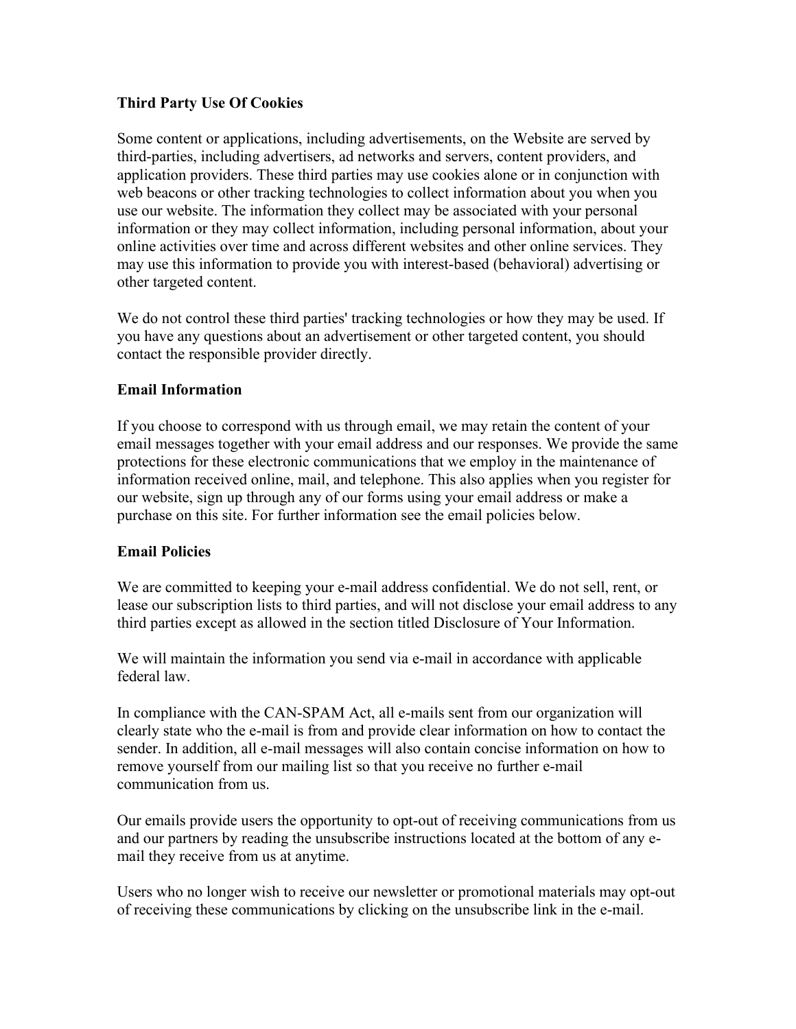**Third Party Use Of Cookies**

Some content or applications, including advertisements, on the Website are served by third-parties, including advertisers, ad networks and servers, content providers, and application providers. These third parties may use cookies alone or in conjunction with web beacons or other tracking technologies to collect information about you when you use our website. The information they collect may be associated with your personal information or they may collect information, including personal information, about your online activities over time and across different websites and other online services. They may use this information to provide you with interest-based (behavioral) advertising or other targeted content.

We do not control these third parties' tracking technologies or how they may be used. If you have any questions about an advertisement or other targeted content, you should contact the responsible provider directly.

**Email Information**

If you choose to correspond with us through email, we may retain the content of your email messages together with your email address and our responses. We provide the same protections for these electronic communications that we employ in the maintenance of information received online, mail, and telephone. This also applies when you register for our website, sign up through any of our forms using your email address or make a purchase on this site. For further information see the email policies below.

**Email Policies**

We are committed to keeping your e-mail address confidential. We do not sell, rent, or lease our subscription lists to third parties, and will not disclose your email address to any third parties except as allowed in the section titled Disclosure of Your Information.

We will maintain the information you send via e-mail in accordance with applicable federal law.

In compliance with the CAN-SPAM Act, all e-mails sent from our organization will clearly state who the e-mail is from and provide clear information on how to contact the sender. In addition, all e-mail messages will also contain concise information on how to remove yourself from our mailing list so that you receive no further e-mail communication from us.

Our emails provide users the opportunity to opt-out of receiving communications from us and our partners by reading the unsubscribe instructions located at the bottom of any e-mail they receive from us at anytime.

Users who no longer wish to receive our newsletter or promotional materials may opt-out of receiving these communications by clicking on the unsubscribe link in the e-mail.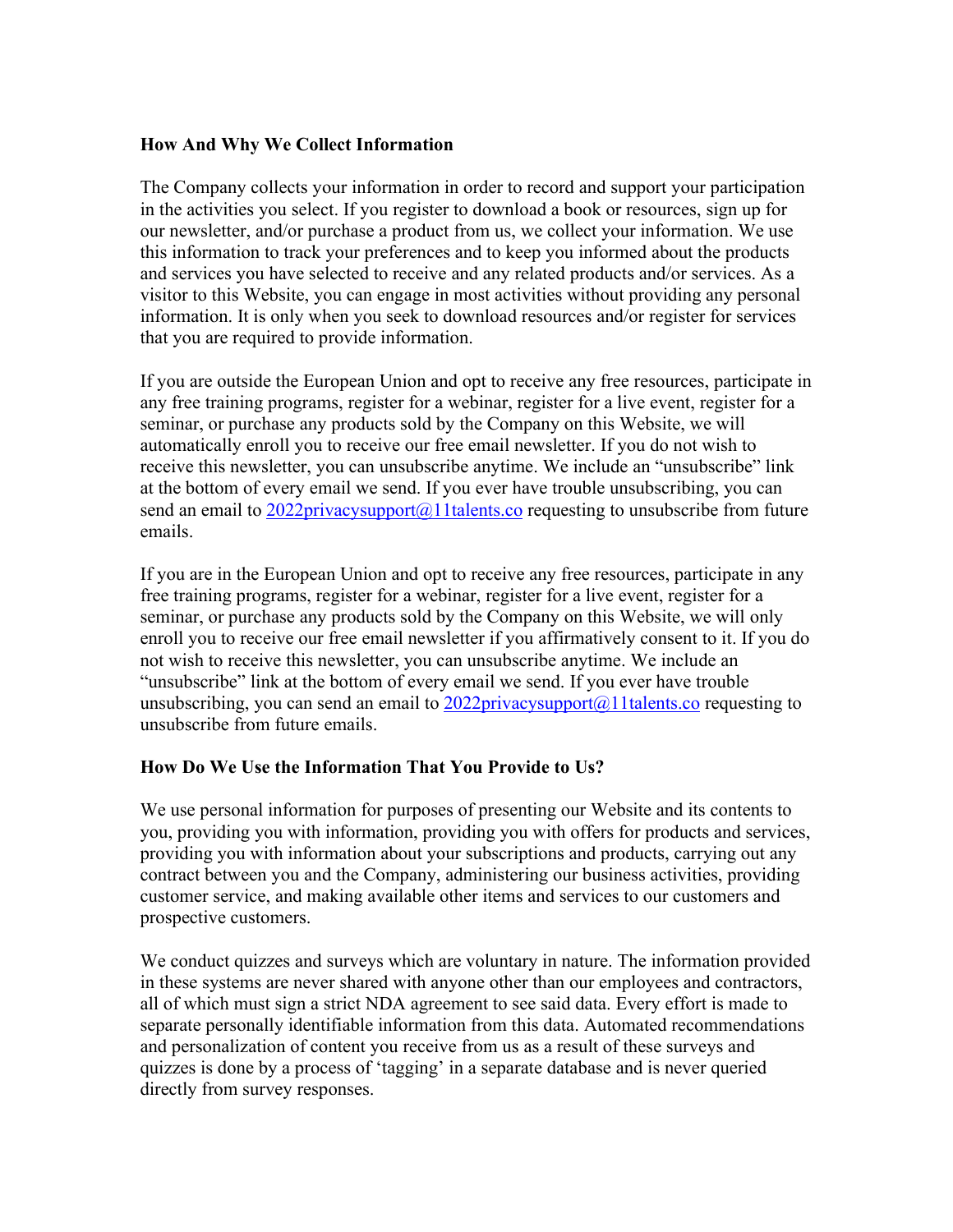**How And Why We Collect Information**

The Company collects your information in order to record and support your participation in the activities you select. If you register to download a book or resources, sign up for our newsletter, and/or purchase a product from us, we collect your information. We use this information to track your preferences and to keep you informed about the products and services you have selected to receive and any related products and/or services. As a visitor to this Website, you can engage in most activities without providing any personal information. It is only when you seek to download resources and/or register for services that you are required to provide information.

If you are outside the European Union and opt to receive any free resources, participate in any free training programs, register for a webinar, register for a live event, register for a seminar, or purchase any products sold by the Company on this Website, we will automatically enroll you to receive our free email newsletter. If you do not wish to receive this newsletter, you can unsubscribe anytime. We include an "unsubscribe" link at the bottom of every email we send. If you ever have trouble unsubscribing, you can send an email to 2022privacysupport@11talents.co requesting to unsubscribe from future emails.

If you are in the European Union and opt to receive any free resources, participate in any free training programs, register for a webinar, register for a live event, register for a seminar, or purchase any products sold by the Company on this Website, we will only enroll you to receive our free email newsletter if you affirmatively consent to it. If you do not wish to receive this newsletter, you can unsubscribe anytime. We include an "unsubscribe" link at the bottom of every email we send. If you ever have trouble unsubscribing, you can send an email to 2022privacysupport@11talents.co requesting to unsubscribe from future emails.

**How Do We Use the Information That You Provide to Us?**

We use personal information for purposes of presenting our Website and its contents to you, providing you with information, providing you with offers for products and services, providing you with information about your subscriptions and products, carrying out any contract between you and the Company, administering our business activities, providing customer service, and making available other items and services to our customers and prospective customers.

We conduct quizzes and surveys which are voluntary in nature. The information provided in these systems are never shared with anyone other than our employees and contractors, all of which must sign a strict NDA agreement to see said data. Every effort is made to separate personally identifiable information from this data. Automated recommendations and personalization of content you receive from us as a result of these surveys and quizzes is done by a process of 'tagging' in a separate database and is never queried directly from survey responses.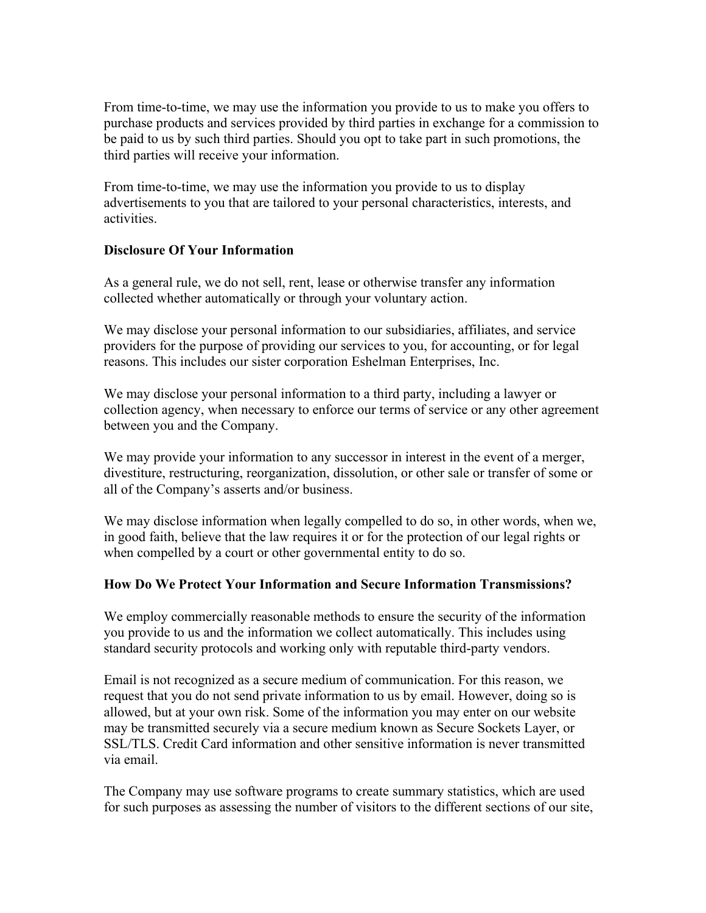From time-to-time, we may use the information you provide to us to make you offers to purchase products and services provided by third parties in exchange for a commission to be paid to us by such third parties. Should you opt to take part in such promotions, the third parties will receive your information.

From time-to-time, we may use the information you provide to us to display advertisements to you that are tailored to your personal characteristics, interests, and activities.

**Disclosure Of Your Information**

As a general rule, we do not sell, rent, lease or otherwise transfer any information collected whether automatically or through your voluntary action.

We may disclose your personal information to our subsidiaries, affiliates, and service providers for the purpose of providing our services to you, for accounting, or for legal reasons. This includes our sister corporation Eshelman Enterprises, Inc.

We may disclose your personal information to a third party, including a lawyer or collection agency, when necessary to enforce our terms of service or any other agreement between you and the Company.

We may provide your information to any successor in interest in the event of a merger, divestiture, restructuring, reorganization, dissolution, or other sale or transfer of some or all of the Company's asserts and/or business.

We may disclose information when legally compelled to do so, in other words, when we, in good faith, believe that the law requires it or for the protection of our legal rights or when compelled by a court or other governmental entity to do so.

**How Do We Protect Your Information and Secure Information Transmissions?**

We employ commercially reasonable methods to ensure the security of the information you provide to us and the information we collect automatically. This includes using standard security protocols and working only with reputable third-party vendors.

Email is not recognized as a secure medium of communication. For this reason, we request that you do not send private information to us by email. However, doing so is allowed, but at your own risk. Some of the information you may enter on our website may be transmitted securely via a secure medium known as Secure Sockets Layer, or SSL/TLS. Credit Card information and other sensitive information is never transmitted via email.

The Company may use software programs to create summary statistics, which are used for such purposes as assessing the number of visitors to the different sections of our site,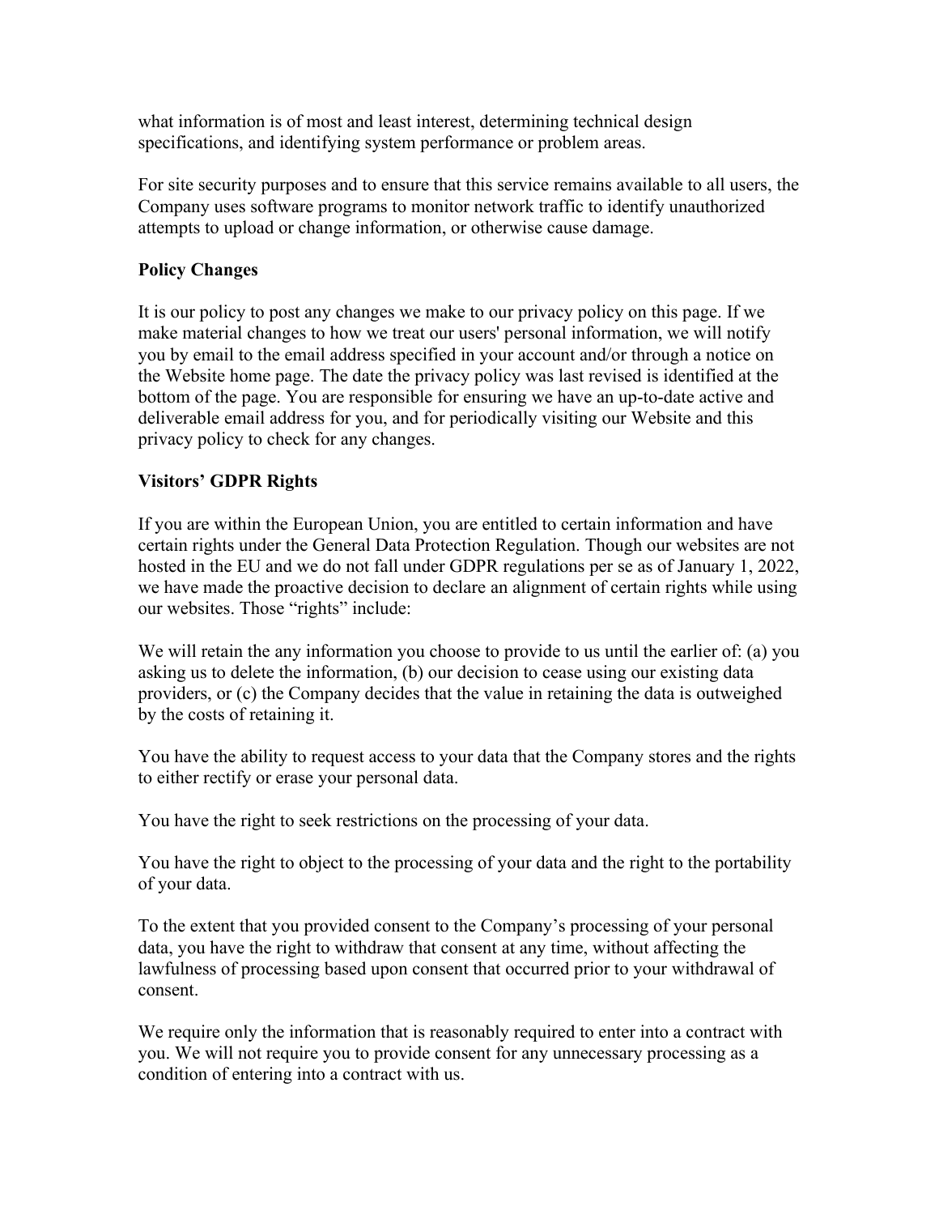what information is of most and least interest, determining technical design specifications, and identifying system performance or problem areas.

For site security purposes and to ensure that this service remains available to all users, the Company uses software programs to monitor network traffic to identify unauthorized attempts to upload or change information, or otherwise cause damage.

**Policy Changes**

It is our policy to post any changes we make to our privacy policy on this page. If we make material changes to how we treat our users' personal information, we will notify you by email to the email address specified in your account and/or through a notice on the Website home page. The date the privacy policy was last revised is identified at the bottom of the page. You are responsible for ensuring we have an up-to-date active and deliverable email address for you, and for periodically visiting our Website and this privacy policy to check for any changes.

**Visitors' GDPR Rights**

If you are within the European Union, you are entitled to certain information and have certain rights under the General Data Protection Regulation. Though our websites are not hosted in the EU and we do not fall under GDPR regulations per se as of January 1, 2022, we have made the proactive decision to declare an alignment of certain rights while using our websites. Those "rights" include:

We will retain the any information you choose to provide to us until the earlier of: (a) you asking us to delete the information, (b) our decision to cease using our existing data providers, or (c) the Company decides that the value in retaining the data is outweighed by the costs of retaining it.

You have the ability to request access to your data that the Company stores and the rights to either rectify or erase your personal data.

You have the right to seek restrictions on the processing of your data.

You have the right to object to the processing of your data and the right to the portability of your data.

To the extent that you provided consent to the Company's processing of your personal data, you have the right to withdraw that consent at any time, without affecting the lawfulness of processing based upon consent that occurred prior to your withdrawal of consent.

We require only the information that is reasonably required to enter into a contract with you. We will not require you to provide consent for any unnecessary processing as a condition of entering into a contract with us.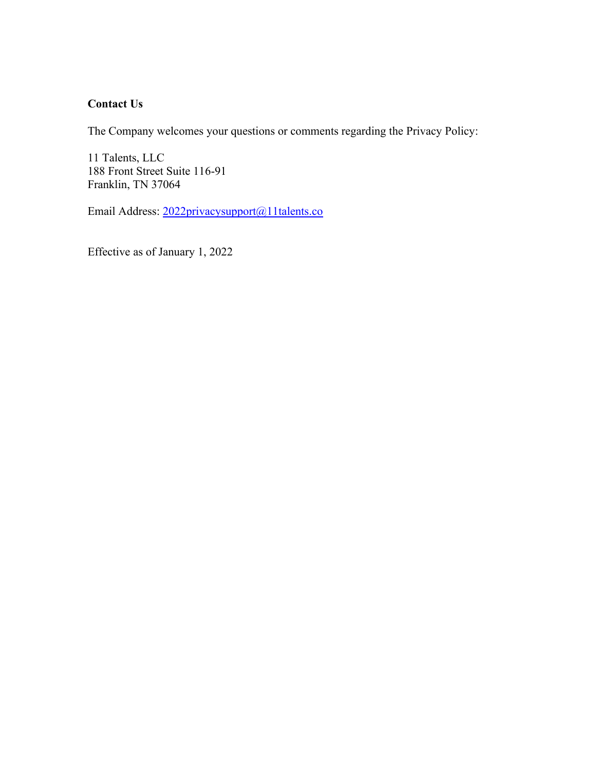**Contact Us**

The Company welcomes your questions or comments regarding the Privacy Policy:

11 Talents, LLC
188 Front Street Suite 116-91
Franklin, TN 37064

Email Address: 2022privacysupport@11talents.co

Effective as of January 1, 2022